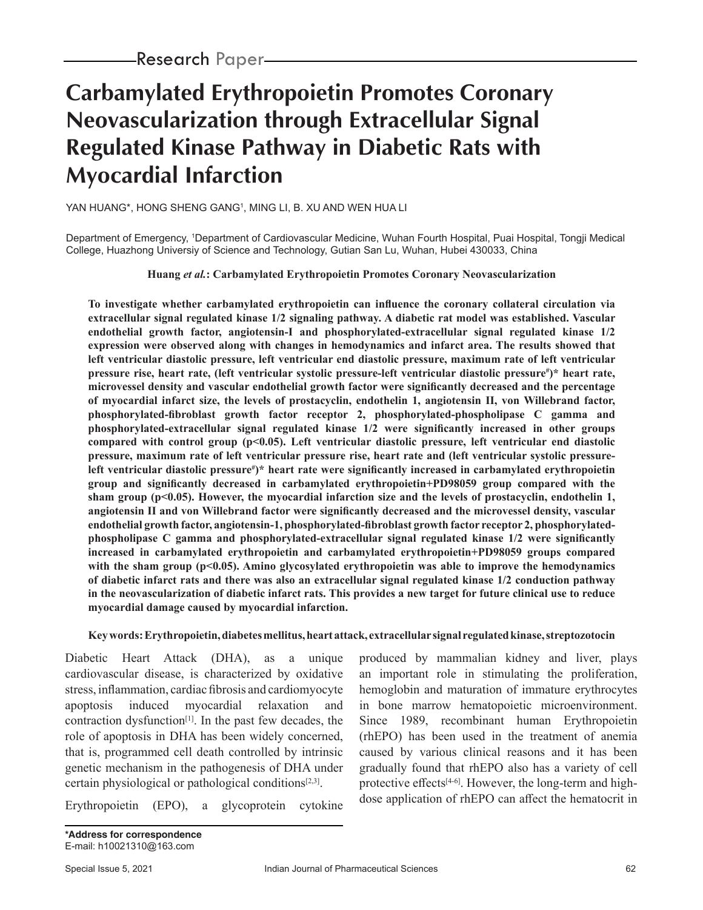Research Paper

# Carbamylated Erythropoietin Promotes Coronary Neovascularization through Extracellular Signal Regulated Kinase Pathway in Diabetic Rats with Myocardial Infarction

YAN HUANG*, HONG SHENG GANG[1], MING LI, B. XU AND WEN HUA LI

Department of Emergency, [1]Department of Cardiovascular Medicine, Wuhan Fourth Hospital, Puai Hospital, Tongji Medical College, Huazhong Universiy of Science and Technology, Gutian San Lu, Wuhan, Hubei 430033, China

**Huang *et al.*: Carbamylated Erythropoietin Promotes Coronary Neovascularization**

**To investigate whether carbamylated erythropoietin can influence the coronary collateral circulation via extracellular signal regulated kinase 1/2 signaling pathway. A diabetic rat model was established. Vascular endothelial growth factor, angiotensin-I and phosphorylated-extracellular signal regulated kinase 1/2 expression were observed along with changes in hemodynamics and infarct area. The results showed that left ventricular diastolic pressure, left ventricular end diastolic pressure, maximum rate of left ventricular pressure rise, heart rate, (left ventricular systolic pressure-left ventricular diastolic pressure#)* heart rate, microvessel density and vascular endothelial growth factor were significantly decreased and the percentage of myocardial infarct size, the levels of prostacyclin, endothelin 1, angiotensin II, von Willebrand factor, phosphorylated-fibroblast growth factor receptor 2, phosphorylated-phospholipase C gamma and phosphorylated-extracellular signal regulated kinase 1/2 were significantly increased in other groups compared with control group (p<0.05). Left ventricular diastolic pressure, left ventricular end diastolic pressure, maximum rate of left ventricular pressure rise, heart rate and (left ventricular systolic pressure-left ventricular diastolic pressure#)* heart rate were significantly increased in carbamylated erythropoietin group and significantly decreased in carbamylated erythropoietin+PD98059 group compared with the sham group (p<0.05). However, the myocardial infarction size and the levels of prostacyclin, endothelin 1, angiotensin II and von Willebrand factor were significantly decreased and the microvessel density, vascular endothelial growth factor, angiotensin-1, phosphorylated-fibroblast growth factor receptor 2, phosphorylated-phospholipase C gamma and phosphorylated-extracellular signal regulated kinase 1/2 were significantly increased in carbamylated erythropoietin and carbamylated erythropoietin+PD98059 groups compared with the sham group (p<0.05). Amino glycosylated erythropoietin was able to improve the hemodynamics of diabetic infarct rats and there was also an extracellular signal regulated kinase 1/2 conduction pathway in the neovascularization of diabetic infarct rats. This provides a new target for future clinical use to reduce myocardial damage caused by myocardial infarction.**

**Key words: Erythropoietin, diabetes mellitus, heart attack, extracellular signal regulated kinase, streptozotocin**

Diabetic Heart Attack (DHA), as a unique cardiovascular disease, is characterized by oxidative stress, inflammation, cardiac fibrosis and cardiomyocyte apoptosis induced myocardial relaxation and contraction dysfunction[1]. In the past few decades, the role of apoptosis in DHA has been widely concerned, that is, programmed cell death controlled by intrinsic genetic mechanism in the pathogenesis of DHA under certain physiological or pathological conditions[2,3].

Erythropoietin (EPO), a glycoprotein cytokine produced by mammalian kidney and liver, plays an important role in stimulating the proliferation, hemoglobin and maturation of immature erythrocytes in bone marrow hematopoietic microenvironment. Since 1989, recombinant human Erythropoietin (rhEPO) has been used in the treatment of anemia caused by various clinical reasons and it has been gradually found that rhEPO also has a variety of cell protective effects[4-6]. However, the long-term and high-dose application of rhEPO can affect the hematocrit in

**\*Address for correspondence**
E-mail: h10021310@163.com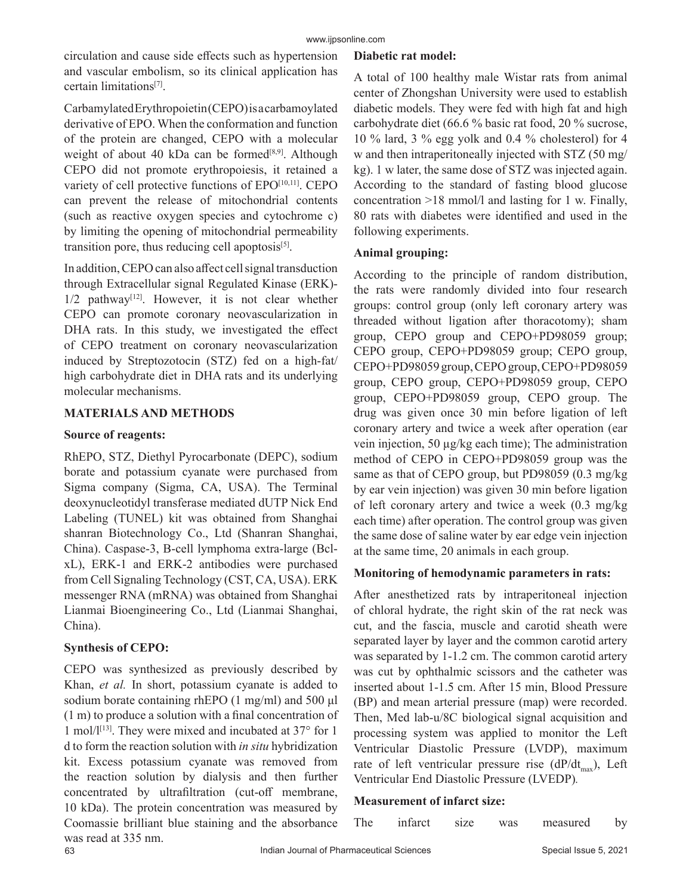circulation and cause side effects such as hypertension and vascular embolism, so its clinical application has certain limitations[7].

Carbamylated Erythropoietin (CEPO) is a carbamoylated derivative of EPO. When the conformation and function of the protein are changed, CEPO with a molecular weight of about 40 kDa can be formed[8,9]. Although CEPO did not promote erythropoiesis, it retained a variety of cell protective functions of EPO[10,11]. CEPO can prevent the release of mitochondrial contents (such as reactive oxygen species and cytochrome c) by limiting the opening of mitochondrial permeability transition pore, thus reducing cell apoptosis[5].

In addition, CEPO can also affect cell signal transduction through Extracellular signal Regulated Kinase (ERK)-1/2 pathway[12]. However, it is not clear whether CEPO can promote coronary neovascularization in DHA rats. In this study, we investigated the effect of CEPO treatment on coronary neovascularization induced by Streptozotocin (STZ) fed on a high-fat/high carbohydrate diet in DHA rats and its underlying molecular mechanisms.

## MATERIALS AND METHODS

### Source of reagents:

RhEPO, STZ, Diethyl Pyrocarbonate (DEPC), sodium borate and potassium cyanate were purchased from Sigma company (Sigma, CA, USA). The Terminal deoxynucleotidyl transferase mediated dUTP Nick End Labeling (TUNEL) kit was obtained from Shanghai shanran Biotechnology Co., Ltd (Shanran Shanghai, China). Caspase-3, B-cell lymphoma extra-large (Bcl-xL), ERK-1 and ERK-2 antibodies were purchased from Cell Signaling Technology (CST, CA, USA). ERK messenger RNA (mRNA) was obtained from Shanghai Lianmai Bioengineering Co., Ltd (Lianmai Shanghai, China).

### Synthesis of CEPO:

CEPO was synthesized as previously described by Khan, *et al.* In short, potassium cyanate is added to sodium borate containing rhEPO (1 mg/ml) and 500 µl (1 m) to produce a solution with a final concentration of 1 mol/l[13]. They were mixed and incubated at 37° for 1 d to form the reaction solution with *in situ* hybridization kit. Excess potassium cyanate was removed from the reaction solution by dialysis and then further concentrated by ultrafiltration (cut-off membrane, 10 kDa). The protein concentration was measured by Coomassie brilliant blue staining and the absorbance was read at 335 nm.

### Diabetic rat model:

A total of 100 healthy male Wistar rats from animal center of Zhongshan University were used to establish diabetic models. They were fed with high fat and high carbohydrate diet (66.6 % basic rat food, 20 % sucrose, 10 % lard, 3 % egg yolk and 0.4 % cholesterol) for 4 w and then intraperitoneally injected with STZ (50 mg/kg). 1 w later, the same dose of STZ was injected again. According to the standard of fasting blood glucose concentration >18 mmol/l and lasting for 1 w. Finally, 80 rats with diabetes were identified and used in the following experiments.

### Animal grouping:

According to the principle of random distribution, the rats were randomly divided into four research groups: control group (only left coronary artery was threaded without ligation after thoracotomy); sham group, CEPO group and CEPO+PD98059 group; CEPO group, CEPO+PD98059 group; CEPO group, CEPO+PD98059 group, CEPO group, CEPO+PD98059 group, CEPO group, CEPO+PD98059 group, CEPO group, CEPO+PD98059 group, CEPO group. The drug was given once 30 min before ligation of left coronary artery and twice a week after operation (ear vein injection, 50 µg/kg each time); The administration method of CEPO in CEPO+PD98059 group was the same as that of CEPO group, but PD98059 (0.3 mg/kg by ear vein injection) was given 30 min before ligation of left coronary artery and twice a week (0.3 mg/kg each time) after operation. The control group was given the same dose of saline water by ear edge vein injection at the same time, 20 animals in each group.

### Monitoring of hemodynamic parameters in rats:

After anesthetized rats by intraperitoneal injection of chloral hydrate, the right skin of the rat neck was cut, and the fascia, muscle and carotid sheath were separated layer by layer and the common carotid artery was separated by 1-1.2 cm. The common carotid artery was cut by ophthalmic scissors and the catheter was inserted about 1-1.5 cm. After 15 min, Blood Pressure (BP) and mean arterial pressure (map) were recorded. Then, Med lab-u/8C biological signal acquisition and processing system was applied to monitor the Left Ventricular Diastolic Pressure (LVDP), maximum rate of left ventricular pressure rise ($dP/dt_{max}$), Left Ventricular End Diastolic Pressure (LVEDP).

### Measurement of infarct size:

The infarct size was measured by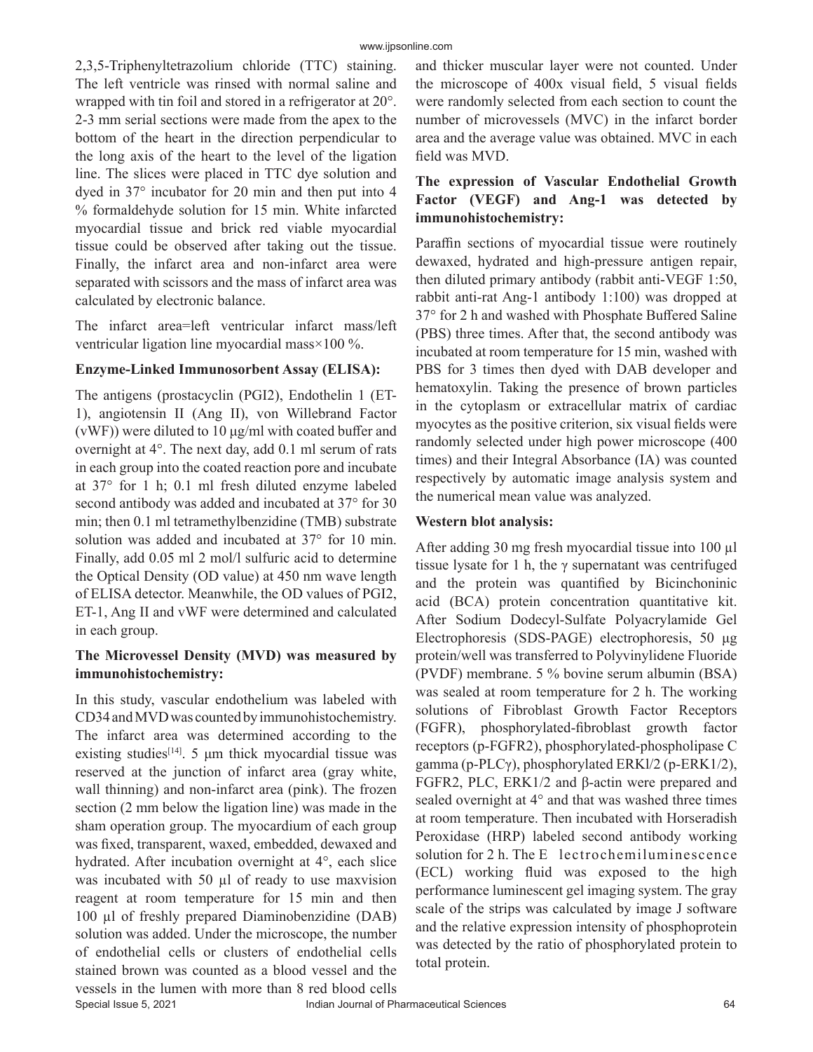2,3,5-Triphenyltetrazolium chloride (TTC) staining. The left ventricle was rinsed with normal saline and wrapped with tin foil and stored in a refrigerator at 20°. 2-3 mm serial sections were made from the apex to the bottom of the heart in the direction perpendicular to the long axis of the heart to the level of the ligation line. The slices were placed in TTC dye solution and dyed in 37° incubator for 20 min and then put into 4 % formaldehyde solution for 15 min. White infarcted myocardial tissue and brick red viable myocardial tissue could be observed after taking out the tissue. Finally, the infarct area and non-infarct area were separated with scissors and the mass of infarct area was calculated by electronic balance.

The infarct area=left ventricular infarct mass/left ventricular ligation line myocardial mass×100 %.

**Enzyme-Linked Immunosorbent Assay (ELISA):**

The antigens (prostacyclin (PGI2), Endothelin 1 (ET-1), angiotensin II (Ang II), von Willebrand Factor (vWF)) were diluted to 10 μg/ml with coated buffer and overnight at 4°. The next day, add 0.1 ml serum of rats in each group into the coated reaction pore and incubate at 37° for 1 h; 0.1 ml fresh diluted enzyme labeled second antibody was added and incubated at 37° for 30 min; then 0.1 ml tetramethylbenzidine (TMB) substrate solution was added and incubated at 37° for 10 min. Finally, add 0.05 ml 2 mol/l sulfuric acid to determine the Optical Density (OD value) at 450 nm wave length of ELISA detector. Meanwhile, the OD values of PGI2, ET-1, Ang II and vWF were determined and calculated in each group.

**The Microvessel Density (MVD) was measured by immunohistochemistry:**

In this study, vascular endothelium was labeled with CD34 and MVD was counted by immunohistochemistry. The infarct area was determined according to the existing studies[14]. 5 μm thick myocardial tissue was reserved at the junction of infarct area (gray white, wall thinning) and non-infarct area (pink). The frozen section (2 mm below the ligation line) was made in the sham operation group. The myocardium of each group was fixed, transparent, waxed, embedded, dewaxed and hydrated. After incubation overnight at 4°, each slice was incubated with 50 μl of ready to use maxvision reagent at room temperature for 15 min and then 100 μl of freshly prepared Diaminobenzidine (DAB) solution was added. Under the microscope, the number of endothelial cells or clusters of endothelial cells stained brown was counted as a blood vessel and the vessels in the lumen with more than 8 red blood cells and thicker muscular layer were not counted. Under the microscope of 400x visual field, 5 visual fields were randomly selected from each section to count the number of microvessels (MVC) in the infarct border area and the average value was obtained. MVC in each field was MVD.

**The expression of Vascular Endothelial Growth Factor (VEGF) and Ang-1 was detected by immunohistochemistry:**

Paraffin sections of myocardial tissue were routinely dewaxed, hydrated and high-pressure antigen repair, then diluted primary antibody (rabbit anti-VEGF 1:50, rabbit anti-rat Ang-1 antibody 1:100) was dropped at 37° for 2 h and washed with Phosphate Buffered Saline (PBS) three times. After that, the second antibody was incubated at room temperature for 15 min, washed with PBS for 3 times then dyed with DAB developer and hematoxylin. Taking the presence of brown particles in the cytoplasm or extracellular matrix of cardiac myocytes as the positive criterion, six visual fields were randomly selected under high power microscope (400 times) and their Integral Absorbance (IA) was counted respectively by automatic image analysis system and the numerical mean value was analyzed.

**Western blot analysis:**

After adding 30 mg fresh myocardial tissue into 100 μl tissue lysate for 1 h, the γ supernatant was centrifuged and the protein was quantified by Bicinchoninic acid (BCA) protein concentration quantitative kit. After Sodium Dodecyl-Sulfate Polyacrylamide Gel Electrophoresis (SDS-PAGE) electrophoresis, 50 μg protein/well was transferred to Polyvinylidene Fluoride (PVDF) membrane. 5 % bovine serum albumin (BSA) was sealed at room temperature for 2 h. The working solutions of Fibroblast Growth Factor Receptors (FGFR), phosphorylated-fibroblast growth factor receptors (p-FGFR2), phosphorylated-phospholipase C gamma (p-PLCγ), phosphorylated ERKl/2 (p-ERK1/2), FGFR2, PLC, ERK1/2 and β-actin were prepared and sealed overnight at 4° and that was washed three times at room temperature. Then incubated with Horseradish Peroxidase (HRP) labeled second antibody working solution for 2 h. The E lectrochemiluminescence (ECL) working fluid was exposed to the high performance luminescent gel imaging system. The gray scale of the strips was calculated by image J software and the relative expression intensity of phosphoprotein was detected by the ratio of phosphorylated protein to total protein.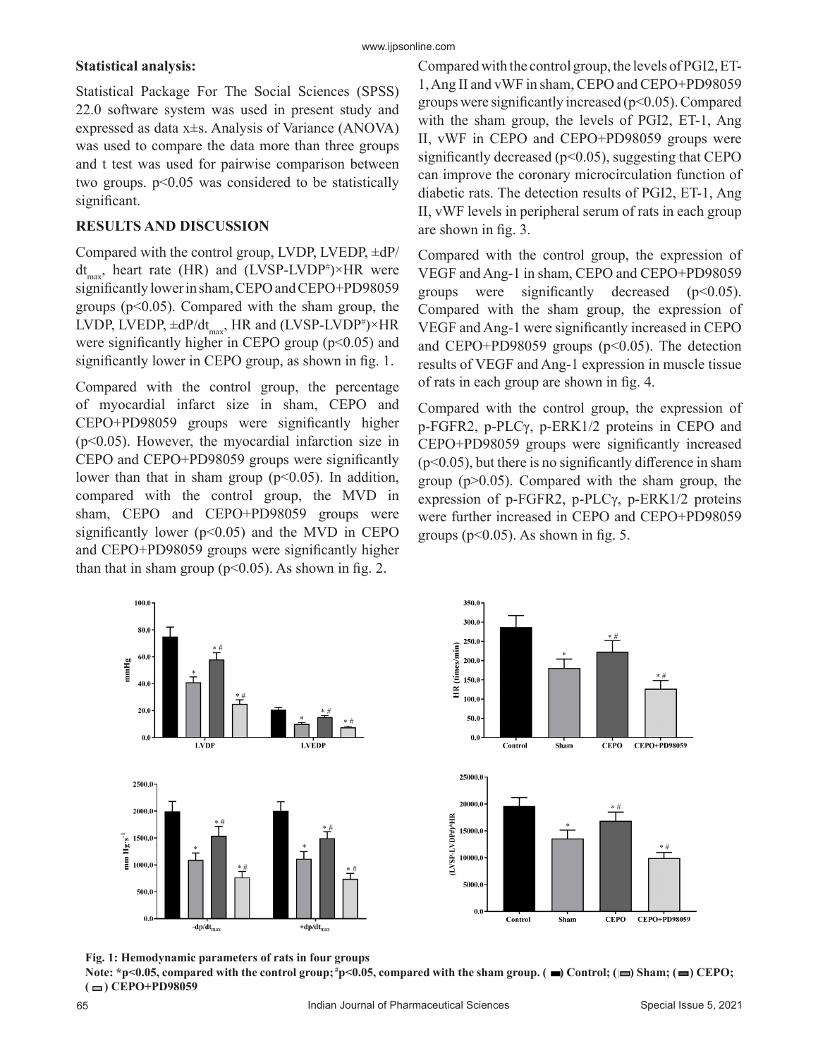**Statistical analysis:**

Statistical Package For The Social Sciences (SPSS) 22.0 software system was used in present study and expressed as data x±s. Analysis of Variance (ANOVA) was used to compare the data more than three groups and t test was used for pairwise comparison between two groups. $p<0.05$ was considered to be statistically significant.

## RESULTS AND DISCUSSION

Compared with the control group, LVDP, LVEDP, $\pm dP/dt_{max}$, heart rate (HR) and (LVSP-LVDP#)×HR were significantly lower in sham, CEPO and CEPO+PD98059 groups ($p<0.05$). Compared with the sham group, the LVDP, LVEDP, $\pm dP/dt_{max}$, HR and (LVSP-LVDP#)×HR were significantly higher in CEPO group ($p<0.05$) and significantly lower in CEPO group, as shown in fig. 1.

Compared with the control group, the percentage of myocardial infarct size in sham, CEPO and CEPO+PD98059 groups were significantly higher ($p<0.05$). However, the myocardial infarction size in CEPO and CEPO+PD98059 groups were significantly lower than that in sham group ($p<0.05$). In addition, compared with the control group, the MVD in sham, CEPO and CEPO+PD98059 groups were significantly lower ($p<0.05$) and the MVD in CEPO and CEPO+PD98059 groups were significantly higher than that in sham group ($p<0.05$). As shown in fig. 2.

Compared with the control group, the levels of PGI2, ET-1, Ang II and vWF in sham, CEPO and CEPO+PD98059 groups were significantly increased ($p<0.05$). Compared with the sham group, the levels of PGI2, ET-1, Ang II, vWF in CEPO and CEPO+PD98059 groups were significantly decreased ($p<0.05$), suggesting that CEPO can improve the coronary microcirculation function of diabetic rats. The detection results of PGI2, ET-1, Ang II, vWF levels in peripheral serum of rats in each group are shown in fig. 3.

Compared with the control group, the expression of VEGF and Ang-1 in sham, CEPO and CEPO+PD98059 groups were significantly decreased ($p<0.05$). Compared with the sham group, the expression of VEGF and Ang-1 were significantly increased in CEPO and CEPO+PD98059 groups ($p<0.05$). The detection results of VEGF and Ang-1 expression in muscle tissue of rats in each group are shown in fig. 4.

Compared with the control group, the expression of p-FGFR2, p-PLCγ, p-ERK1/2 proteins in CEPO and CEPO+PD98059 groups were significantly increased ($p<0.05$), but there is no significantly difference in sham group ($p>0.05$). Compared with the sham group, the expression of p-FGFR2, p-PLCγ, p-ERK1/2 proteins were further increased in CEPO and CEPO+PD98059 groups ($p<0.05$). As shown in fig. 5.

**Fig. 1: Hemodynamic parameters of rats in four groups**

**Note: *p<0.05, compared with the control group; #p<0.05, compared with the sham group. (▬) Control; (▭) Sham; (▬) CEPO; (▭) CEPO+PD98059**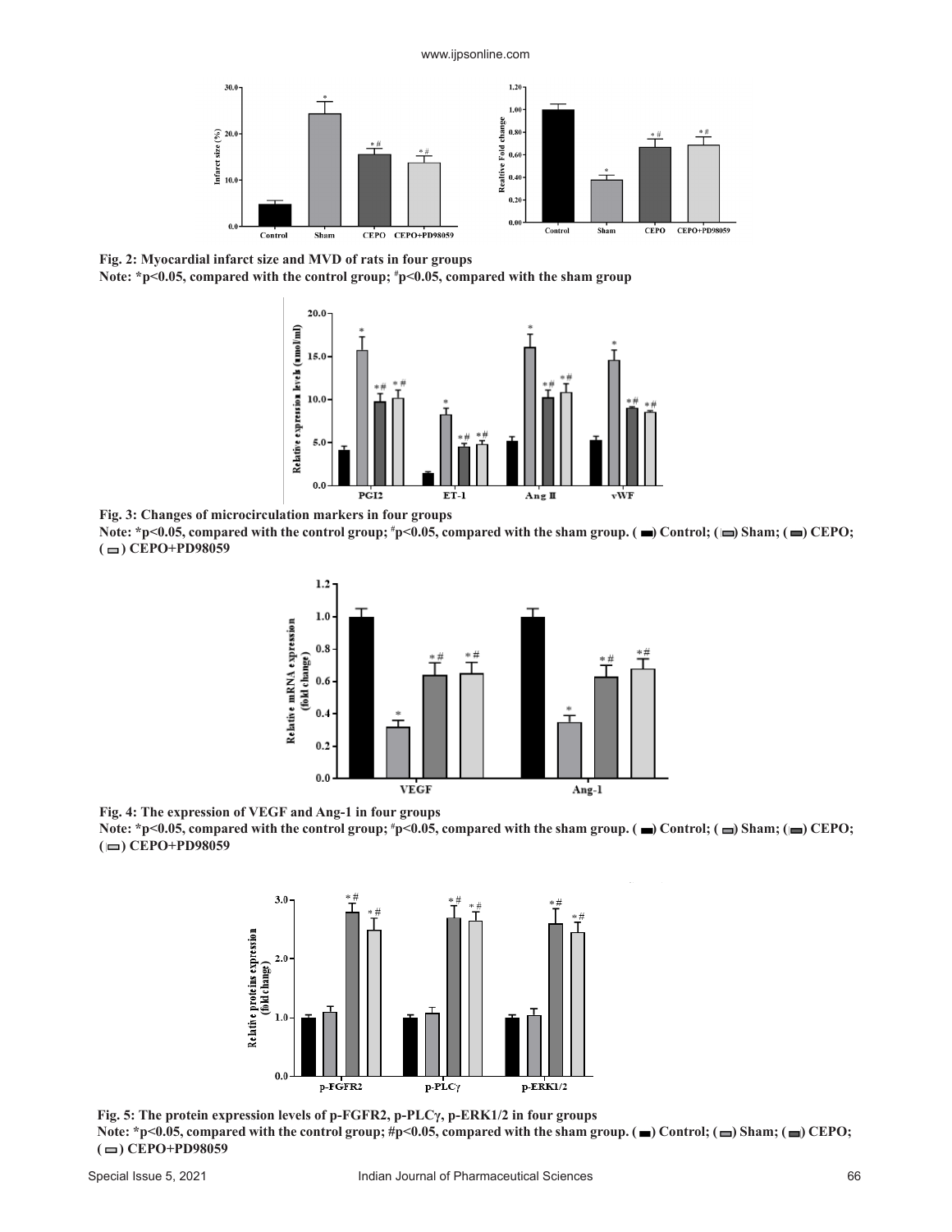Fig. 2: Myocardial infarct size and MVD of rats in four groups

Note: *$p<0.05$, compared with the control group; #$p<0.05$, compared with the sham group

Fig. 3: Changes of microcirculation markers in four groups

Note: *$p<0.05$, compared with the control group; #$p<0.05$, compared with the sham group. ( ) Control; ( ) Sham; ( ) CEPO; ( ) CEPO+PD98059

Fig. 4: The expression of VEGF and Ang-1 in four groups

Note: *$p<0.05$, compared with the control group; #$p<0.05$, compared with the sham group. ( ) Control; ( ) Sham; ( ) CEPO; ( ) CEPO+PD98059

Fig. 5: The protein expression levels of p-FGFR2, p-PLCγ, p-ERK1/2 in four groups

Note: *$p<0.05$, compared with the control group; #$p<0.05$, compared with the sham group. ( ) Control; ( ) Sham; ( ) CEPO; ( ) CEPO+PD98059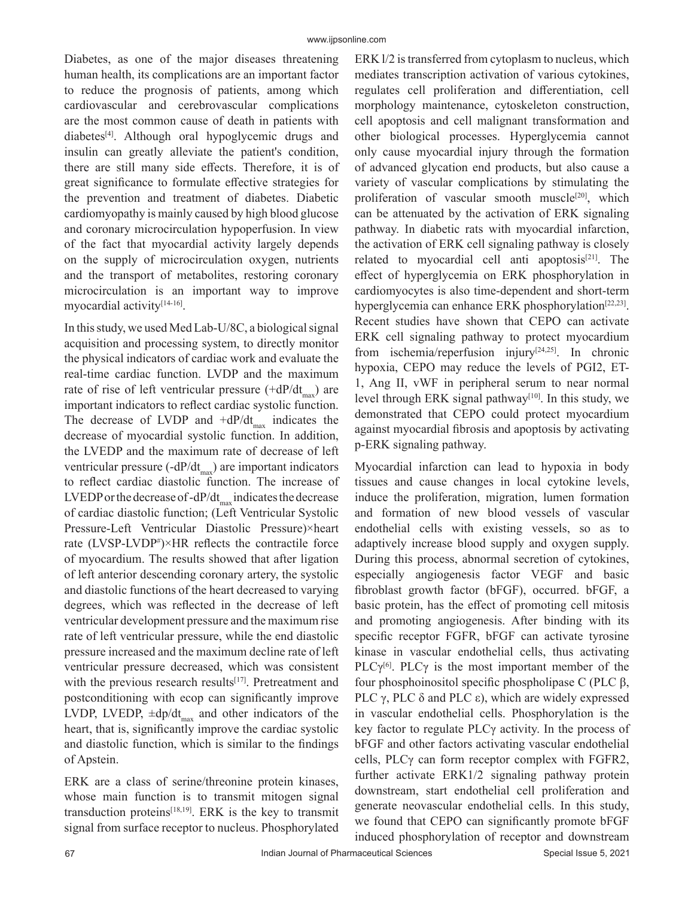Diabetes, as one of the major diseases threatening human health, its complications are an important factor to reduce the prognosis of patients, among which cardiovascular and cerebrovascular complications are the most common cause of death in patients with diabetes[4]. Although oral hypoglycemic drugs and insulin can greatly alleviate the patient's condition, there are still many side effects. Therefore, it is of great significance to formulate effective strategies for the prevention and treatment of diabetes. Diabetic cardiomyopathy is mainly caused by high blood glucose and coronary microcirculation hypoperfusion. In view of the fact that myocardial activity largely depends on the supply of microcirculation oxygen, nutrients and the transport of metabolites, restoring coronary microcirculation is an important way to improve myocardial activity[14-16].

In this study, we used Med Lab-U/8C, a biological signal acquisition and processing system, to directly monitor the physical indicators of cardiac work and evaluate the real-time cardiac function. LVDP and the maximum rate of rise of left ventricular pressure ($+dP/dt_{max}$) are important indicators to reflect cardiac systolic function. The decrease of LVDP and $+dP/dt_{max}$ indicates the decrease of myocardial systolic function. In addition, the LVEDP and the maximum rate of decrease of left ventricular pressure ($-dP/dt_{max}$) are important indicators to reflect cardiac diastolic function. The increase of LVEDP or the decrease of $-dP/dt_{max}$ indicates the decrease of cardiac diastolic function; (Left Ventricular Systolic Pressure-Left Ventricular Diastolic Pressure)×heart rate (LVSP-LVDP#)×HR reflects the contractile force of myocardium. The results showed that after ligation of left anterior descending coronary artery, the systolic and diastolic functions of the heart decreased to varying degrees, which was reflected in the decrease of left ventricular development pressure and the maximum rise rate of left ventricular pressure, while the end diastolic pressure increased and the maximum decline rate of left ventricular pressure decreased, which was consistent with the previous research results[17]. Pretreatment and postconditioning with ecop can significantly improve LVDP, LVEDP, $\pm dp/dt_{max}$ and other indicators of the heart, that is, significantly improve the cardiac systolic and diastolic function, which is similar to the findings of Apstein.

ERK are a class of serine/threonine protein kinases, whose main function is to transmit mitogen signal transduction proteins[18,19]. ERK is the key to transmit signal from surface receptor to nucleus. Phosphorylated ERK l/2 is transferred from cytoplasm to nucleus, which mediates transcription activation of various cytokines, regulates cell proliferation and differentiation, cell morphology maintenance, cytoskeleton construction, cell apoptosis and cell malignant transformation and other biological processes. Hyperglycemia cannot only cause myocardial injury through the formation of advanced glycation end products, but also cause a variety of vascular complications by stimulating the proliferation of vascular smooth muscle[20], which can be attenuated by the activation of ERK signaling pathway. In diabetic rats with myocardial infarction, the activation of ERK cell signaling pathway is closely related to myocardial cell anti apoptosis[21]. The effect of hyperglycemia on ERK phosphorylation in cardiomyocytes is also time-dependent and short-term hyperglycemia can enhance ERK phosphorylation[22,23]. Recent studies have shown that CEPO can activate ERK cell signaling pathway to protect myocardium from ischemia/reperfusion injury[24,25]. In chronic hypoxia, CEPO may reduce the levels of PGI2, ET-1, Ang II, vWF in peripheral serum to near normal level through ERK signal pathway[10]. In this study, we demonstrated that CEPO could protect myocardium against myocardial fibrosis and apoptosis by activating p-ERK signaling pathway.

Myocardial infarction can lead to hypoxia in body tissues and cause changes in local cytokine levels, induce the proliferation, migration, lumen formation and formation of new blood vessels of vascular endothelial cells with existing vessels, so as to adaptively increase blood supply and oxygen supply. During this process, abnormal secretion of cytokines, especially angiogenesis factor VEGF and basic fibroblast growth factor (bFGF), occurred. bFGF, a basic protein, has the effect of promoting cell mitosis and promoting angiogenesis. After binding with its specific receptor FGFR, bFGF can activate tyrosine kinase in vascular endothelial cells, thus activating PLCγ[6]. PLCγ is the most important member of the four phosphoinositol specific phospholipase C (PLC β, PLC γ, PLC δ and PLC ε), which are widely expressed in vascular endothelial cells. Phosphorylation is the key factor to regulate PLCγ activity. In the process of bFGF and other factors activating vascular endothelial cells, PLCγ can form receptor complex with FGFR2, further activate ERK1/2 signaling pathway protein downstream, start endothelial cell proliferation and generate neovascular endothelial cells. In this study, we found that CEPO can significantly promote bFGF induced phosphorylation of receptor and downstream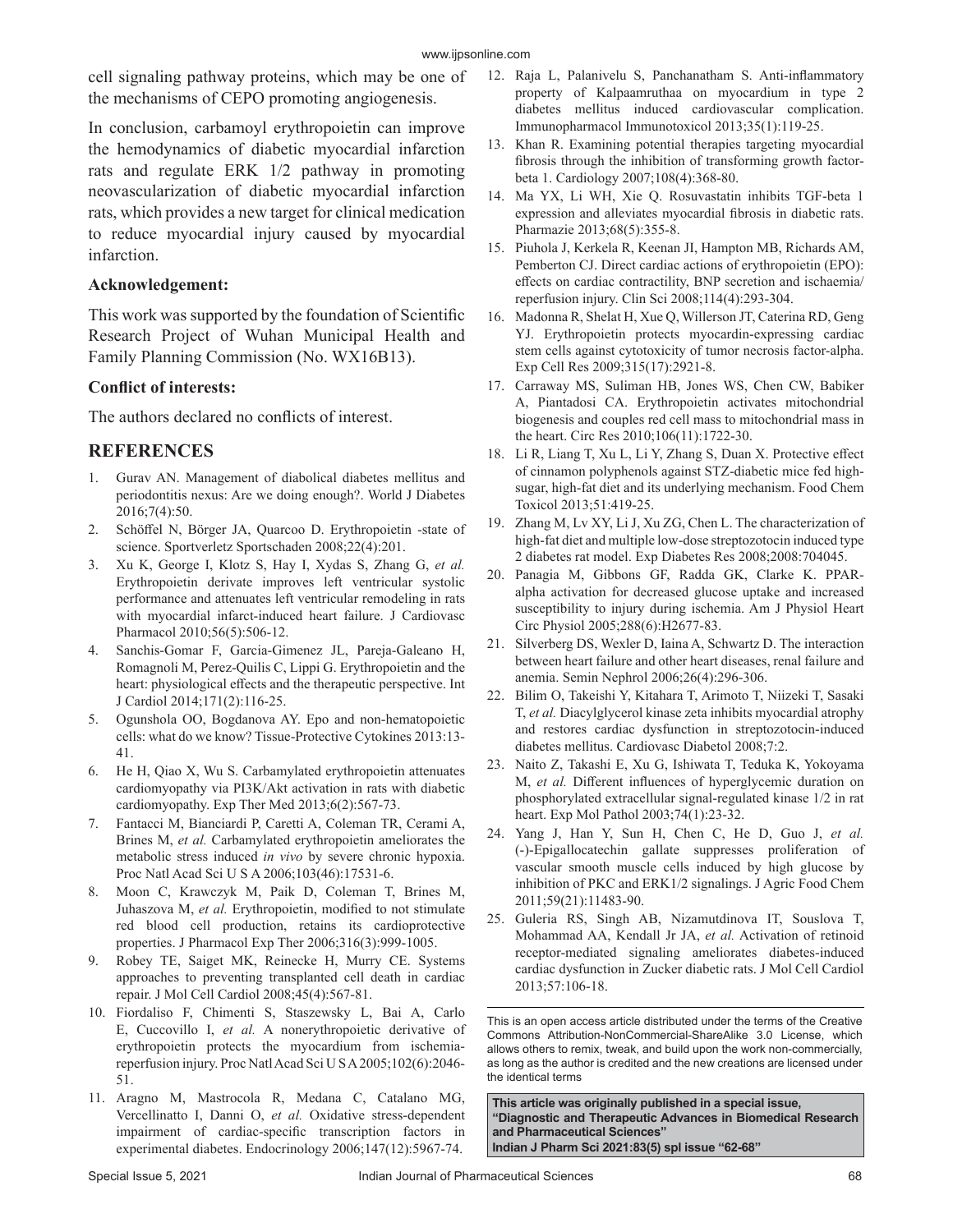cell signaling pathway proteins, which may be one of the mechanisms of CEPO promoting angiogenesis.

In conclusion, carbamoyl erythropoietin can improve the hemodynamics of diabetic myocardial infarction rats and regulate ERK 1/2 pathway in promoting neovascularization of diabetic myocardial infarction rats, which provides a new target for clinical medication to reduce myocardial injury caused by myocardial infarction.

### Acknowledgement:

This work was supported by the foundation of Scientific Research Project of Wuhan Municipal Health and Family Planning Commission (No. WX16B13).

### Conflict of interests:

The authors declared no conflicts of interest.

## REFERENCES

1. Gurav AN. Management of diabolical diabetes mellitus and periodontitis nexus: Are we doing enough?. World J Diabetes 2016;7(4):50.
2. Schöffel N, Börger JA, Quarcoo D. Erythropoietin -state of science. Sportverletz Sportschaden 2008;22(4):201.
3. Xu K, George I, Klotz S, Hay I, Xydas S, Zhang G, *et al.* Erythropoietin derivate improves left ventricular systolic performance and attenuates left ventricular remodeling in rats with myocardial infarct-induced heart failure. J Cardiovasc Pharmacol 2010;56(5):506-12.
4. Sanchis-Gomar F, Garcia-Gimenez JL, Pareja-Galeano H, Romagnoli M, Perez-Quilis C, Lippi G. Erythropoietin and the heart: physiological effects and the therapeutic perspective. Int J Cardiol 2014;171(2):116-25.
5. Ogunshola OO, Bogdanova AY. Epo and non-hematopoietic cells: what do we know? Tissue-Protective Cytokines 2013:13-41.
6. He H, Qiao X, Wu S. Carbamylated erythropoietin attenuates cardiomyopathy via PI3K/Akt activation in rats with diabetic cardiomyopathy. Exp Ther Med 2013;6(2):567-73.
7. Fantacci M, Bianciardi P, Caretti A, Coleman TR, Cerami A, Brines M, *et al.* Carbamylated erythropoietin ameliorates the metabolic stress induced *in vivo* by severe chronic hypoxia. Proc Natl Acad Sci U S A 2006;103(46):17531-6.
8. Moon C, Krawczyk M, Paik D, Coleman T, Brines M, Juhaszova M, *et al.* Erythropoietin, modified to not stimulate red blood cell production, retains its cardioprotective properties. J Pharmacol Exp Ther 2006;316(3):999-1005.
9. Robey TE, Saiget MK, Reinecke H, Murry CE. Systems approaches to preventing transplanted cell death in cardiac repair. J Mol Cell Cardiol 2008;45(4):567-81.
10. Fiordaliso F, Chimenti S, Staszewsky L, Bai A, Carlo E, Cuccovillo I, *et al.* A nonerythropoietic derivative of erythropoietin protects the myocardium from ischemia-reperfusion injury. Proc Natl Acad Sci U S A 2005;102(6):2046-51.
11. Aragno M, Mastrocola R, Medana C, Catalano MG, Vercellinatto I, Danni O, *et al.* Oxidative stress-dependent impairment of cardiac-specific transcription factors in experimental diabetes. Endocrinology 2006;147(12):5967-74.
12. Raja L, Palanivelu S, Panchanatham S. Anti-inflammatory property of Kalpaamruthaa on myocardium in type 2 diabetes mellitus induced cardiovascular complication. Immunopharmacol Immunotoxicol 2013;35(1):119-25.
13. Khan R. Examining potential therapies targeting myocardial fibrosis through the inhibition of transforming growth factor-beta 1. Cardiology 2007;108(4):368-80.
14. Ma YX, Li WH, Xie Q. Rosuvastatin inhibits TGF-beta 1 expression and alleviates myocardial fibrosis in diabetic rats. Pharmazie 2013;68(5):355-8.
15. Piuhola J, Kerkela R, Keenan JI, Hampton MB, Richards AM, Pemberton CJ. Direct cardiac actions of erythropoietin (EPO): effects on cardiac contractility, BNP secretion and ischaemia/reperfusion injury. Clin Sci 2008;114(4):293-304.
16. Madonna R, Shelat H, Xue Q, Willerson JT, Caterina RD, Geng YJ. Erythropoietin protects myocardin-expressing cardiac stem cells against cytotoxicity of tumor necrosis factor-alpha. Exp Cell Res 2009;315(17):2921-8.
17. Carraway MS, Suliman HB, Jones WS, Chen CW, Babiker A, Piantadosi CA. Erythropoietin activates mitochondrial biogenesis and couples red cell mass to mitochondrial mass in the heart. Circ Res 2010;106(11):1722-30.
18. Li R, Liang T, Xu L, Li Y, Zhang S, Duan X. Protective effect of cinnamon polyphenols against STZ-diabetic mice fed high-sugar, high-fat diet and its underlying mechanism. Food Chem Toxicol 2013;51:419-25.
19. Zhang M, Lv XY, Li J, Xu ZG, Chen L. The characterization of high-fat diet and multiple low-dose streptozotocin induced type 2 diabetes rat model. Exp Diabetes Res 2008;2008:704045.
20. Panagia M, Gibbons GF, Radda GK, Clarke K. PPAR-alpha activation for decreased glucose uptake and increased susceptibility to injury during ischemia. Am J Physiol Heart Circ Physiol 2005;288(6):H2677-83.
21. Silverberg DS, Wexler D, Iaina A, Schwartz D. The interaction between heart failure and other heart diseases, renal failure and anemia. Semin Nephrol 2006;26(4):296-306.
22. Bilim O, Takeishi Y, Kitahara T, Arimoto T, Niizeki T, Sasaki T, *et al.* Diacylglycerol kinase zeta inhibits myocardial atrophy and restores cardiac dysfunction in streptozotocin-induced diabetes mellitus. Cardiovasc Diabetol 2008;7:2.
23. Naito Z, Takashi E, Xu G, Ishiwata T, Teduka K, Yokoyama M, *et al.* Different influences of hyperglycemic duration on phosphorylated extracellular signal-regulated kinase 1/2 in rat heart. Exp Mol Pathol 2003;74(1):23-32.
24. Yang J, Han Y, Sun H, Chen C, He D, Guo J, *et al.* (-)-Epigallocatechin gallate suppresses proliferation of vascular smooth muscle cells induced by high glucose by inhibition of PKC and ERK1/2 signalings. J Agric Food Chem 2011;59(21):11483-90.
25. Guleria RS, Singh AB, Nizamutdinova IT, Souslova T, Mohammad AA, Kendall Jr JA, *et al.* Activation of retinoid receptor-mediated signaling ameliorates diabetes-induced cardiac dysfunction in Zucker diabetic rats. J Mol Cell Cardiol 2013;57:106-18.

This is an open access article distributed under the terms of the Creative Commons Attribution-NonCommercial-ShareAlike 3.0 License, which allows others to remix, tweak, and build upon the work non-commercially, as long as the author is credited and the new creations are licensed under the identical terms

**This article was originally published in a special issue, "Diagnostic and Therapeutic Advances in Biomedical Research and Pharmaceutical Sciences"**
**Indian J Pharm Sci 2021:83(5) spl issue "62-68"**